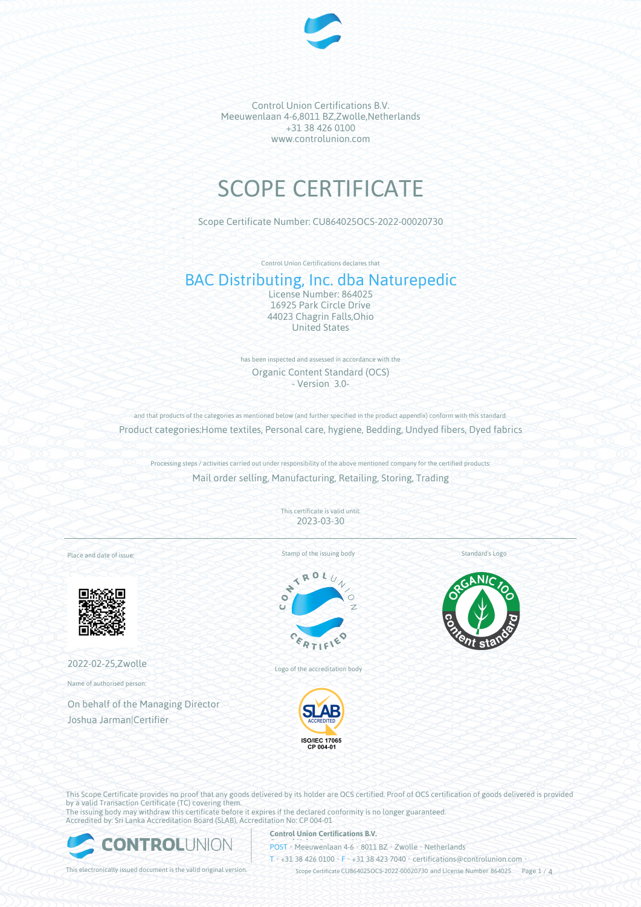Control Union Certifications B.V.
Meeuwenlaan 4-6,8011 BZ,Zwolle,Netherlands
+31 38 426 0100
www.controlunion.com

# SCOPE CERTIFICATE

Scope Certificate Number: CU864025OCS-2022-00020730

Control Union Certifications declares that

## BAC Distributing, Inc. dba Naturepedic

License Number: 864025
16925 Park Circle Drive
44023 Chagrin Falls,Ohio
United States

has been inspected and assessed in accordance with the

Organic Content Standard (OCS)
- Version 3.0-

and that products of the categories as mentioned below (and further specified in the product appendix) conform with this standard.

Product categories:Home textiles, Personal care, hygiene, Bedding, Undyed fibers, Dyed fabrics

Processing steps / activities carried out under responsibility of the above mentioned company for the certified products:

Mail order selling, Manufacturing, Retailing, Storing, Trading

This certificate is valid until:
2023-03-30

Place and date of issue:

2022-02-25,Zwolle

Name of authorised person:

On behalf of the Managing Director
Joshua Jarman|Certifier

Stamp of the issuing body

Logo of the accreditation body

ISO/IEC 17065
CP 004-01

Standard's Logo

This Scope Certificate provides no proof that any goods delivered by its holder are OCS certified. Proof of OCS certification of goods delivered is provided by a valid Transaction Certificate (TC) covering them.
The issuing body may withdraw this certificate before it expires if the declared conformity is no longer guaranteed.
Accredited by: Sri Lanka Accreditation Board (SLAB), Accreditation No: CP 004-01

This electronically issued document is the valid original version.

**Control Union Certifications B.V.**
POST • Meeuwenlaan 4-6 • 8011 BZ • Zwolle • Netherlands
T • +31 38 426 0100 • F • +31 38 423 7040 • certifications@controlunion.com •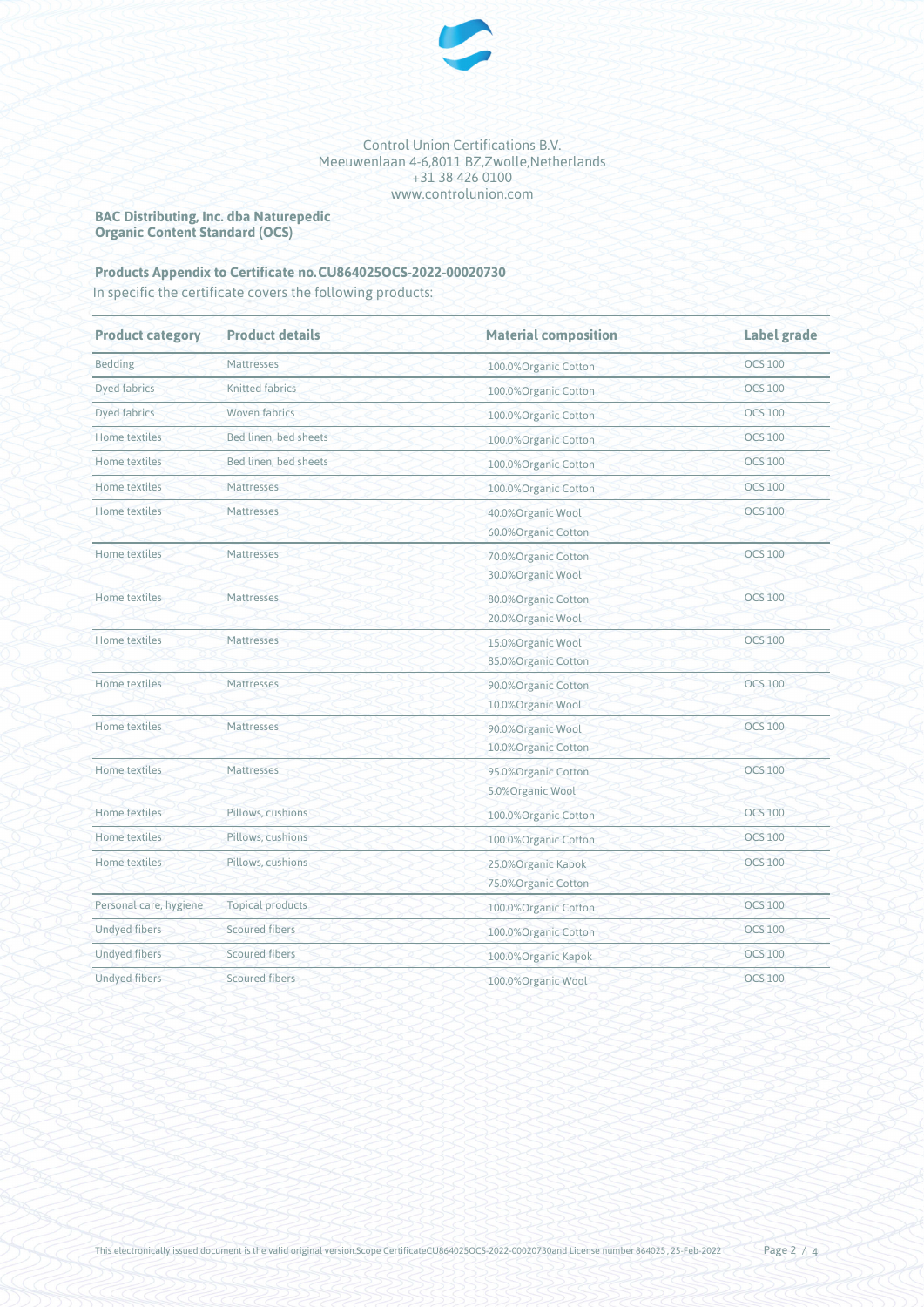Control Union Certifications B.V.
Meeuwenlaan 4-6,8011 BZ,Zwolle,Netherlands
+31 38 426 0100
www.controlunion.com

**BAC Distributing, Inc. dba Naturepedic**
**Organic Content Standard (OCS)**

**Products Appendix to Certificate no.CU864025OCS-2022-00020730**

In specific the certificate covers the following products:

| Product category | Product details | Material composition | Label grade |
|---|---|---|---|
| Bedding | Mattresses | 100.0%Organic Cotton | OCS 100 |
| Dyed fabrics | Knitted fabrics | 100.0%Organic Cotton | OCS 100 |
| Dyed fabrics | Woven fabrics | 100.0%Organic Cotton | OCS 100 |
| Home textiles | Bed linen, bed sheets | 100.0%Organic Cotton | OCS 100 |
| Home textiles | Bed linen, bed sheets | 100.0%Organic Cotton | OCS 100 |
| Home textiles | Mattresses | 100.0%Organic Cotton | OCS 100 |
| Home textiles | Mattresses | 40.0%Organic Wool<br>60.0%Organic Cotton | OCS 100 |
| Home textiles | Mattresses | 70.0%Organic Cotton<br>30.0%Organic Wool | OCS 100 |
| Home textiles | Mattresses | 80.0%Organic Cotton<br>20.0%Organic Wool | OCS 100 |
| Home textiles | Mattresses | 15.0%Organic Wool<br>85.0%Organic Cotton | OCS 100 |
| Home textiles | Mattresses | 90.0%Organic Cotton<br>10.0%Organic Wool | OCS 100 |
| Home textiles | Mattresses | 90.0%Organic Wool<br>10.0%Organic Cotton | OCS 100 |
| Home textiles | Mattresses | 95.0%Organic Cotton<br>5.0%Organic Wool | OCS 100 |
| Home textiles | Pillows, cushions | 100.0%Organic Cotton | OCS 100 |
| Home textiles | Pillows, cushions | 100.0%Organic Cotton | OCS 100 |
| Home textiles | Pillows, cushions | 25.0%Organic Kapok<br>75.0%Organic Cotton | OCS 100 |
| Personal care, hygiene | Topical products | 100.0%Organic Cotton | OCS 100 |
| Undyed fibers | Scoured fibers | 100.0%Organic Cotton | OCS 100 |
| Undyed fibers | Scoured fibers | 100.0%Organic Kapok | OCS 100 |
| Undyed fibers | Scoured fibers | 100.0%Organic Wool | OCS 100 |

This electronically issued document is the valid original version.Scope CertificateCU864025OCS-2022-00020730and License number 864025 , 25-Feb-2022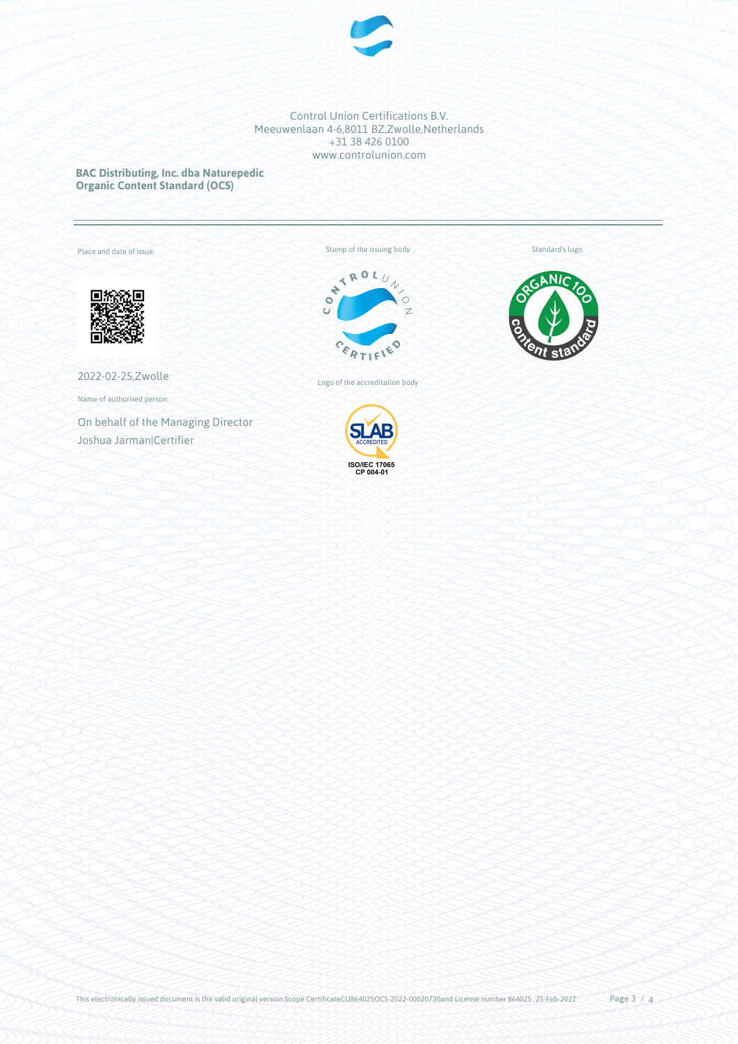Control Union Certifications B.V.
Meeuwenlaan 4-6,8011 BZ,Zwolle,Netherlands
+31 38 426 0100
www.controlunion.com

**BAC Distributing, Inc. dba Naturepedic**
**Organic Content Standard (OCS)**

---

Place and date of issue:

2022-02-25,Zwolle

Name of authorised person:

On behalf of the Managing Director
Joshua Jarman|Certifier

Stamp of the issuing body

Logo of the accreditation body

ISO/IEC 17065
CP 004-01

Standard's logo

This electronically issued document is the valid original version.Scope CertificateCU864025OCS-2022-00020730and License number 864025 , 25-Feb-2022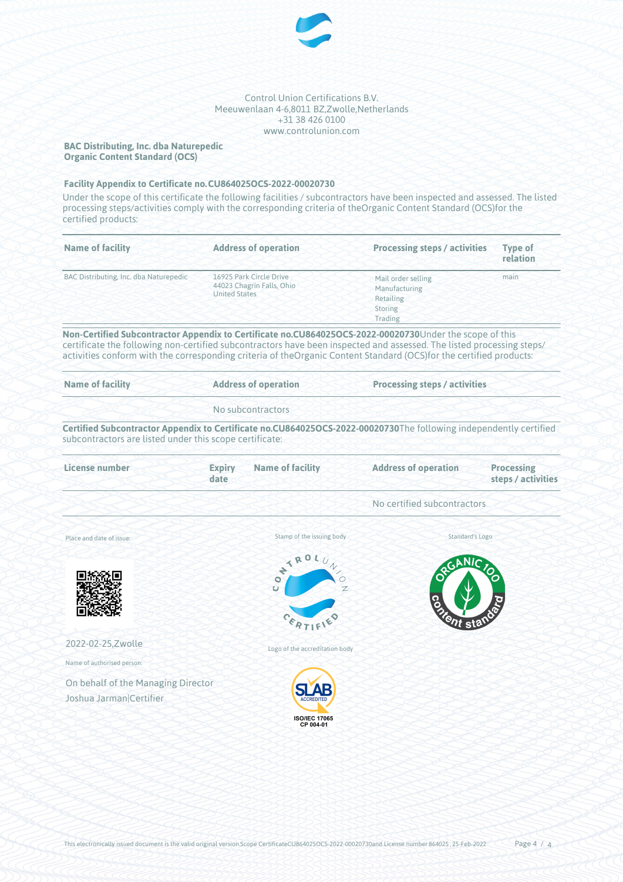Control Union Certifications B.V.
Meeuwenlaan 4-6,8011 BZ,Zwolle,Netherlands
+31 38 426 0100
www.controlunion.com

**BAC Distributing, Inc. dba Naturepedic**
**Organic Content Standard (OCS)**

### Facility Appendix to Certificate no. CU864025OCS-2022-00020730

Under the scope of this certificate the following facilities / subcontractors have been inspected and assessed. The listed processing steps/activities comply with the corresponding criteria of theOrganic Content Standard (OCS)for the certified products:

| Name of facility | Address of operation | Processing steps / activities | Type of relation |
|---|---|---|---|
| BAC Distributing, Inc. dba Naturepedic | 16925 Park Circle Drive 44023 Chagrin Falls, Ohio United States | Mail order selling Manufacturing Retailing Storing Trading | main |

**Non-Certified Subcontractor Appendix to Certificate no.CU864025OCS-2022-00020730**Under the scope of this certificate the following non-certified subcontractors have been inspected and assessed. The listed processing steps/ activities conform with the corresponding criteria of theOrganic Content Standard (OCS)for the certified products:

| Name of facility | Address of operation | Processing steps / activities |
|---|---|---|
| | No subcontractors | |

**Certified Subcontractor Appendix to Certificate no.CU864025OCS-2022-00020730**The following independently certified subcontractors are listed under this scope certificate:

| License number | Expiry date | Name of facility | Address of operation | Processing steps / activities |
|---|---|---|---|---|
| | | | No certified subcontractors | |

Place and date of issue:

2022-02-25,Zwolle

Name of authorised person:

On behalf of the Managing Director
Joshua Jarman|Certifier

Stamp of the issuing body

Standard's Logo

Logo of the accreditation body

ISO/IEC 17065
CP 004-01

This electronically issued document is the valid original version.Scope CertificateCU864025OCS-2022-00020730and License number 864025 , 25-Feb-2022